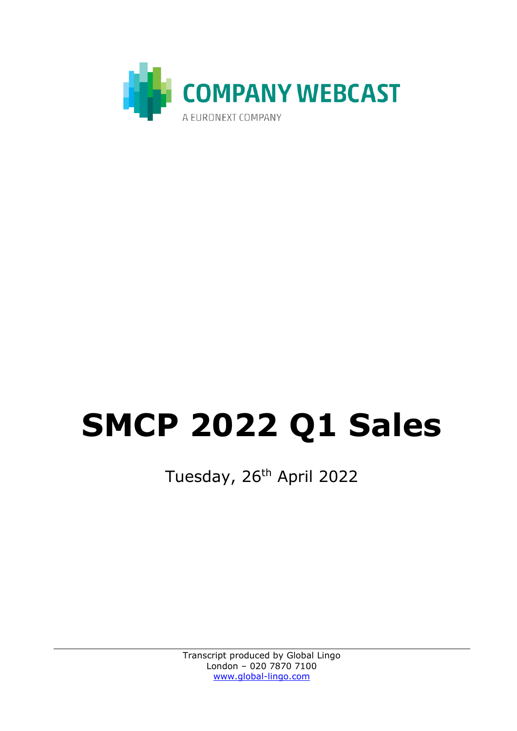COMPANY WEBCAST

A EURONEXT COMPANY

# SMCP 2022 Q1 Sales

Tuesday, 26th April 2022

Transcript produced by Global Lingo
London – 020 7870 7100
www.global-lingo.com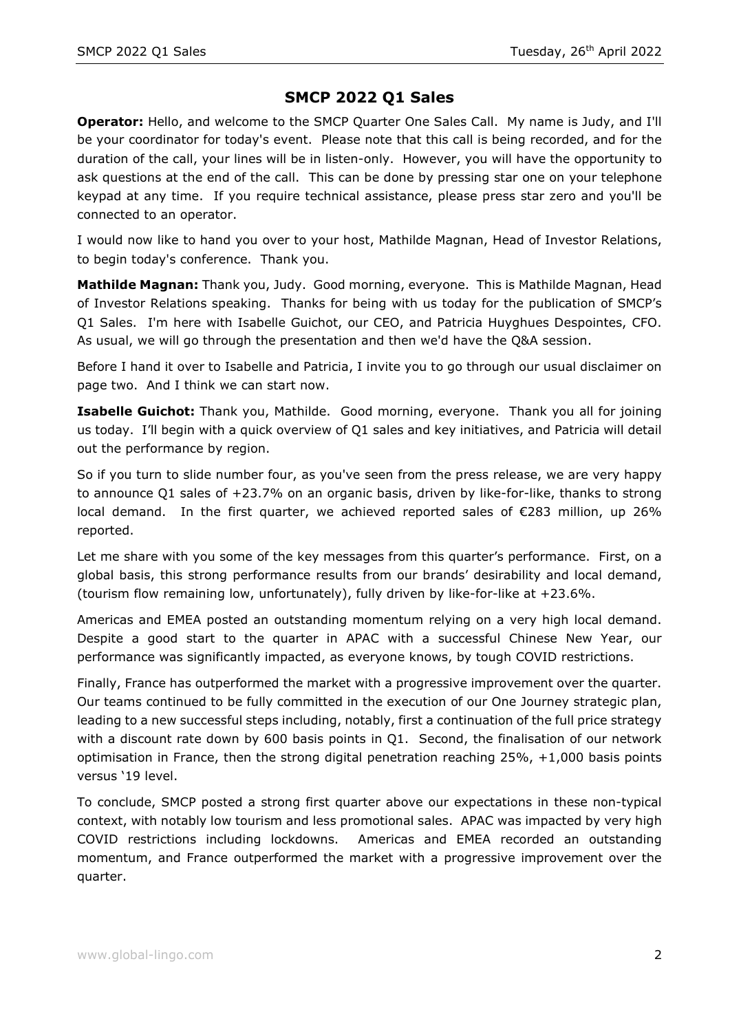## SMCP 2022 Q1 Sales

**Operator:** Hello, and welcome to the SMCP Quarter One Sales Call. My name is Judy, and I'll be your coordinator for today's event. Please note that this call is being recorded, and for the duration of the call, your lines will be in listen-only. However, you will have the opportunity to ask questions at the end of the call. This can be done by pressing star one on your telephone keypad at any time. If you require technical assistance, please press star zero and you'll be connected to an operator.

I would now like to hand you over to your host, Mathilde Magnan, Head of Investor Relations, to begin today's conference. Thank you.

**Mathilde Magnan:** Thank you, Judy. Good morning, everyone. This is Mathilde Magnan, Head of Investor Relations speaking. Thanks for being with us today for the publication of SMCP's Q1 Sales. I'm here with Isabelle Guichot, our CEO, and Patricia Huyghues Despointes, CFO. As usual, we will go through the presentation and then we'd have the Q&A session.

Before I hand it over to Isabelle and Patricia, I invite you to go through our usual disclaimer on page two. And I think we can start now.

**Isabelle Guichot:** Thank you, Mathilde. Good morning, everyone. Thank you all for joining us today. I'll begin with a quick overview of Q1 sales and key initiatives, and Patricia will detail out the performance by region.

So if you turn to slide number four, as you've seen from the press release, we are very happy to announce Q1 sales of +23.7% on an organic basis, driven by like-for-like, thanks to strong local demand. In the first quarter, we achieved reported sales of €283 million, up 26% reported.

Let me share with you some of the key messages from this quarter's performance. First, on a global basis, this strong performance results from our brands' desirability and local demand, (tourism flow remaining low, unfortunately), fully driven by like-for-like at +23.6%.

Americas and EMEA posted an outstanding momentum relying on a very high local demand. Despite a good start to the quarter in APAC with a successful Chinese New Year, our performance was significantly impacted, as everyone knows, by tough COVID restrictions.

Finally, France has outperformed the market with a progressive improvement over the quarter. Our teams continued to be fully committed in the execution of our One Journey strategic plan, leading to a new successful steps including, notably, first a continuation of the full price strategy with a discount rate down by 600 basis points in Q1. Second, the finalisation of our network optimisation in France, then the strong digital penetration reaching 25%, +1,000 basis points versus '19 level.

To conclude, SMCP posted a strong first quarter above our expectations in these non-typical context, with notably low tourism and less promotional sales. APAC was impacted by very high COVID restrictions including lockdowns. Americas and EMEA recorded an outstanding momentum, and France outperformed the market with a progressive improvement over the quarter.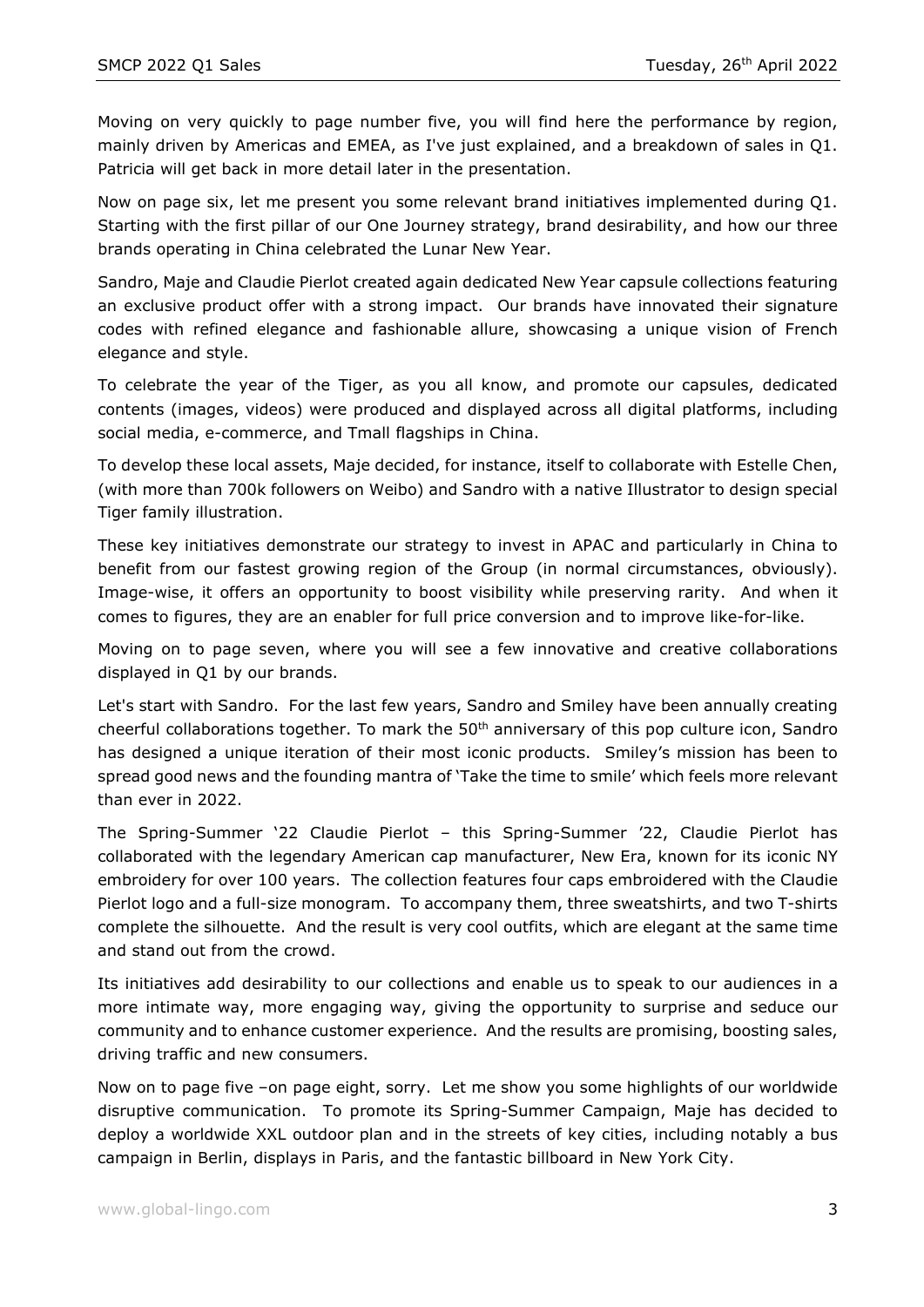Moving on very quickly to page number five, you will find here the performance by region, mainly driven by Americas and EMEA, as I've just explained, and a breakdown of sales in Q1. Patricia will get back in more detail later in the presentation.

Now on page six, let me present you some relevant brand initiatives implemented during Q1. Starting with the first pillar of our One Journey strategy, brand desirability, and how our three brands operating in China celebrated the Lunar New Year.

Sandro, Maje and Claudie Pierlot created again dedicated New Year capsule collections featuring an exclusive product offer with a strong impact. Our brands have innovated their signature codes with refined elegance and fashionable allure, showcasing a unique vision of French elegance and style.

To celebrate the year of the Tiger, as you all know, and promote our capsules, dedicated contents (images, videos) were produced and displayed across all digital platforms, including social media, e-commerce, and Tmall flagships in China.

To develop these local assets, Maje decided, for instance, itself to collaborate with Estelle Chen, (with more than 700k followers on Weibo) and Sandro with a native Illustrator to design special Tiger family illustration.

These key initiatives demonstrate our strategy to invest in APAC and particularly in China to benefit from our fastest growing region of the Group (in normal circumstances, obviously). Image-wise, it offers an opportunity to boost visibility while preserving rarity. And when it comes to figures, they are an enabler for full price conversion and to improve like-for-like.

Moving on to page seven, where you will see a few innovative and creative collaborations displayed in Q1 by our brands.

Let's start with Sandro. For the last few years, Sandro and Smiley have been annually creating cheerful collaborations together. To mark the 50th anniversary of this pop culture icon, Sandro has designed a unique iteration of their most iconic products. Smiley's mission has been to spread good news and the founding mantra of 'Take the time to smile' which feels more relevant than ever in 2022.

The Spring-Summer '22 Claudie Pierlot – this Spring-Summer '22, Claudie Pierlot has collaborated with the legendary American cap manufacturer, New Era, known for its iconic NY embroidery for over 100 years. The collection features four caps embroidered with the Claudie Pierlot logo and a full-size monogram. To accompany them, three sweatshirts, and two T-shirts complete the silhouette. And the result is very cool outfits, which are elegant at the same time and stand out from the crowd.

Its initiatives add desirability to our collections and enable us to speak to our audiences in a more intimate way, more engaging way, giving the opportunity to surprise and seduce our community and to enhance customer experience. And the results are promising, boosting sales, driving traffic and new consumers.

Now on to page five –on page eight, sorry. Let me show you some highlights of our worldwide disruptive communication. To promote its Spring-Summer Campaign, Maje has decided to deploy a worldwide XXL outdoor plan and in the streets of key cities, including notably a bus campaign in Berlin, displays in Paris, and the fantastic billboard in New York City.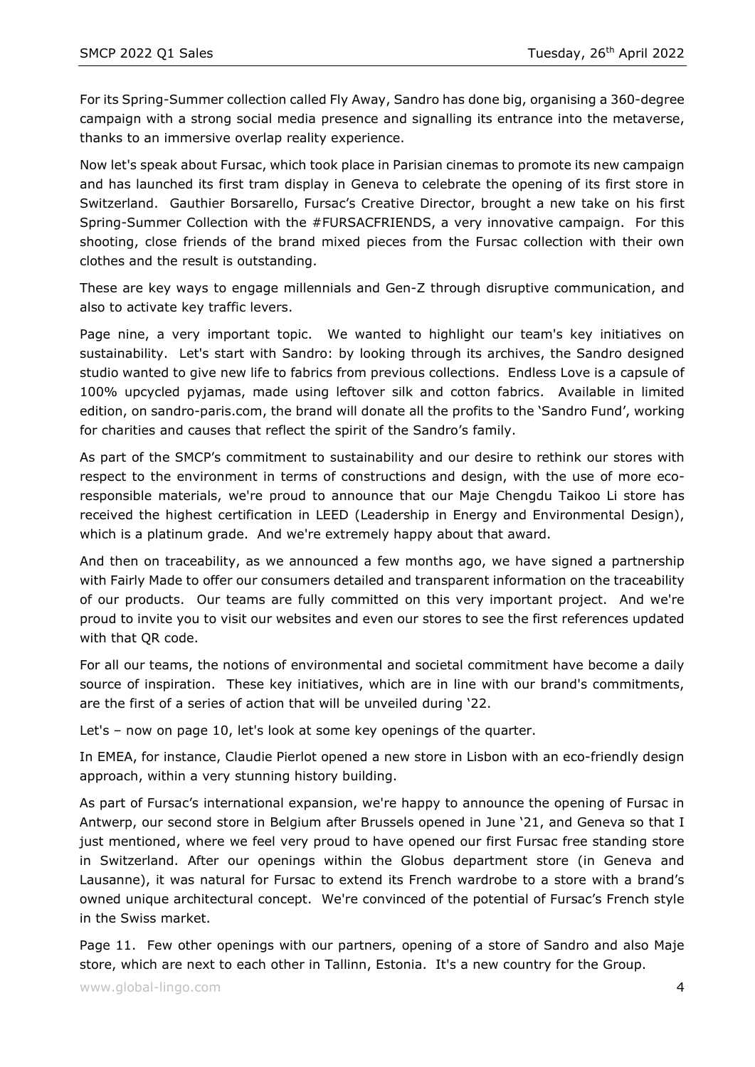For its Spring-Summer collection called Fly Away, Sandro has done big, organising a 360-degree campaign with a strong social media presence and signalling its entrance into the metaverse, thanks to an immersive overlap reality experience.

Now let's speak about Fursac, which took place in Parisian cinemas to promote its new campaign and has launched its first tram display in Geneva to celebrate the opening of its first store in Switzerland. Gauthier Borsarello, Fursac's Creative Director, brought a new take on his first Spring-Summer Collection with the #FURSACFRIENDS, a very innovative campaign. For this shooting, close friends of the brand mixed pieces from the Fursac collection with their own clothes and the result is outstanding.

These are key ways to engage millennials and Gen-Z through disruptive communication, and also to activate key traffic levers.

Page nine, a very important topic. We wanted to highlight our team's key initiatives on sustainability. Let's start with Sandro: by looking through its archives, the Sandro designed studio wanted to give new life to fabrics from previous collections. Endless Love is a capsule of 100% upcycled pyjamas, made using leftover silk and cotton fabrics. Available in limited edition, on sandro-paris.com, the brand will donate all the profits to the 'Sandro Fund', working for charities and causes that reflect the spirit of the Sandro's family.

As part of the SMCP's commitment to sustainability and our desire to rethink our stores with respect to the environment in terms of constructions and design, with the use of more eco-responsible materials, we're proud to announce that our Maje Chengdu Taikoo Li store has received the highest certification in LEED (Leadership in Energy and Environmental Design), which is a platinum grade. And we're extremely happy about that award.

And then on traceability, as we announced a few months ago, we have signed a partnership with Fairly Made to offer our consumers detailed and transparent information on the traceability of our products. Our teams are fully committed on this very important project. And we're proud to invite you to visit our websites and even our stores to see the first references updated with that QR code.

For all our teams, the notions of environmental and societal commitment have become a daily source of inspiration. These key initiatives, which are in line with our brand's commitments, are the first of a series of action that will be unveiled during '22.

Let's – now on page 10, let's look at some key openings of the quarter.

In EMEA, for instance, Claudie Pierlot opened a new store in Lisbon with an eco-friendly design approach, within a very stunning history building.

As part of Fursac's international expansion, we're happy to announce the opening of Fursac in Antwerp, our second store in Belgium after Brussels opened in June '21, and Geneva so that I just mentioned, where we feel very proud to have opened our first Fursac free standing store in Switzerland. After our openings within the Globus department store (in Geneva and Lausanne), it was natural for Fursac to extend its French wardrobe to a store with a brand's owned unique architectural concept. We're convinced of the potential of Fursac's French style in the Swiss market.

Page 11. Few other openings with our partners, opening of a store of Sandro and also Maje store, which are next to each other in Tallinn, Estonia. It's a new country for the Group.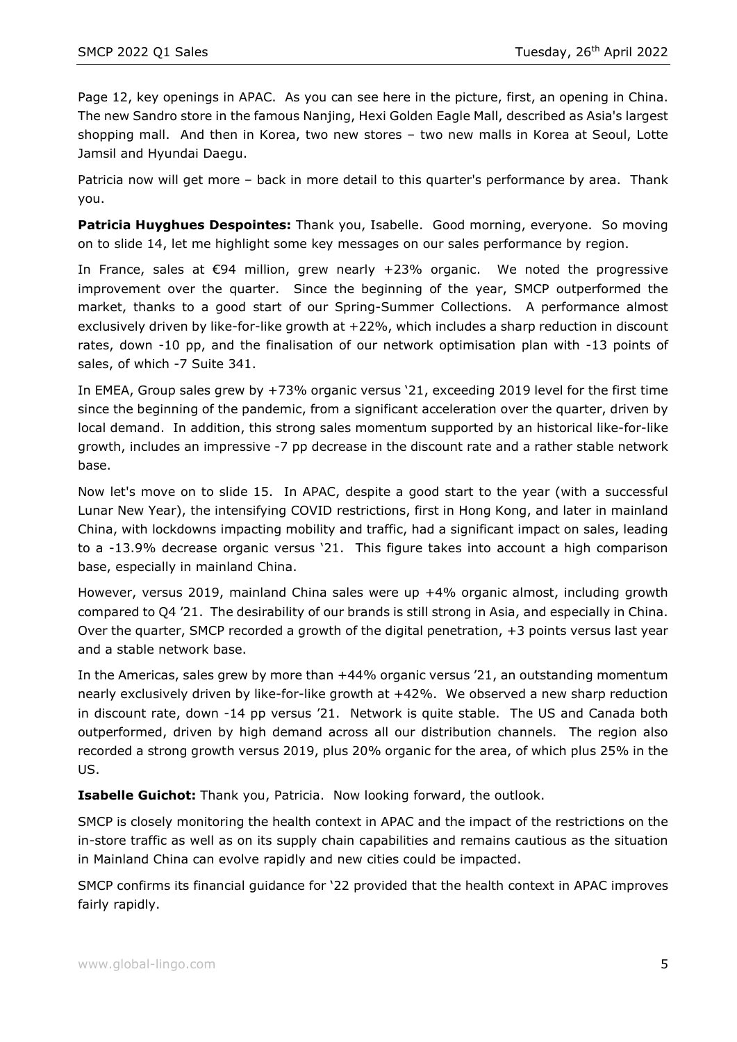Page 12, key openings in APAC. As you can see here in the picture, first, an opening in China. The new Sandro store in the famous Nanjing, Hexi Golden Eagle Mall, described as Asia's largest shopping mall. And then in Korea, two new stores – two new malls in Korea at Seoul, Lotte Jamsil and Hyundai Daegu.

Patricia now will get more – back in more detail to this quarter's performance by area. Thank you.

**Patricia Huyghues Despointes:** Thank you, Isabelle. Good morning, everyone. So moving on to slide 14, let me highlight some key messages on our sales performance by region.

In France, sales at €94 million, grew nearly +23% organic. We noted the progressive improvement over the quarter. Since the beginning of the year, SMCP outperformed the market, thanks to a good start of our Spring-Summer Collections. A performance almost exclusively driven by like-for-like growth at +22%, which includes a sharp reduction in discount rates, down -10 pp, and the finalisation of our network optimisation plan with -13 points of sales, of which -7 Suite 341.

In EMEA, Group sales grew by +73% organic versus '21, exceeding 2019 level for the first time since the beginning of the pandemic, from a significant acceleration over the quarter, driven by local demand. In addition, this strong sales momentum supported by an historical like-for-like growth, includes an impressive -7 pp decrease in the discount rate and a rather stable network base.

Now let's move on to slide 15. In APAC, despite a good start to the year (with a successful Lunar New Year), the intensifying COVID restrictions, first in Hong Kong, and later in mainland China, with lockdowns impacting mobility and traffic, had a significant impact on sales, leading to a -13.9% decrease organic versus '21. This figure takes into account a high comparison base, especially in mainland China.

However, versus 2019, mainland China sales were up +4% organic almost, including growth compared to Q4 '21. The desirability of our brands is still strong in Asia, and especially in China. Over the quarter, SMCP recorded a growth of the digital penetration, +3 points versus last year and a stable network base.

In the Americas, sales grew by more than +44% organic versus '21, an outstanding momentum nearly exclusively driven by like-for-like growth at +42%. We observed a new sharp reduction in discount rate, down -14 pp versus '21. Network is quite stable. The US and Canada both outperformed, driven by high demand across all our distribution channels. The region also recorded a strong growth versus 2019, plus 20% organic for the area, of which plus 25% in the US.

**Isabelle Guichot:** Thank you, Patricia. Now looking forward, the outlook.

SMCP is closely monitoring the health context in APAC and the impact of the restrictions on the in-store traffic as well as on its supply chain capabilities and remains cautious as the situation in Mainland China can evolve rapidly and new cities could be impacted.

SMCP confirms its financial guidance for '22 provided that the health context in APAC improves fairly rapidly.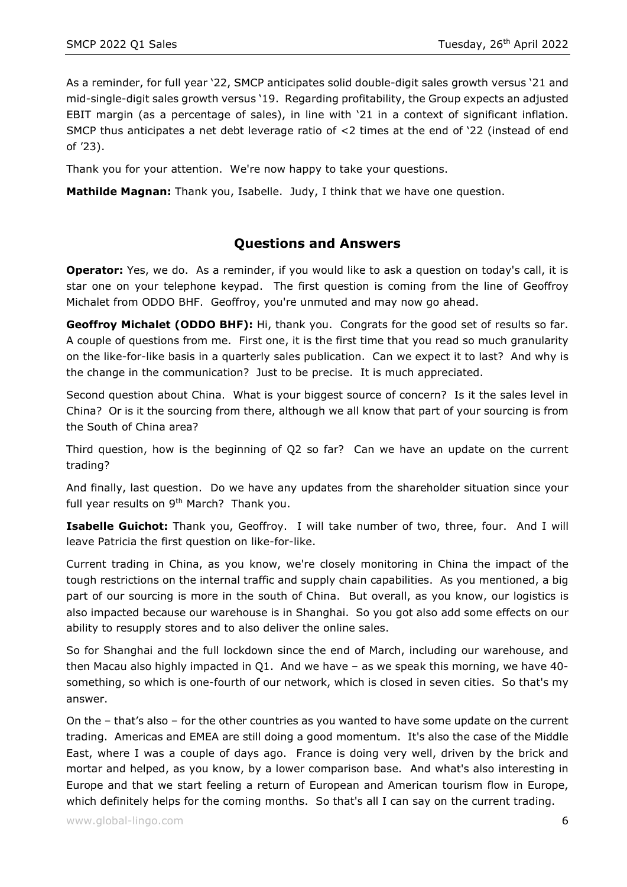As a reminder, for full year '22, SMCP anticipates solid double-digit sales growth versus '21 and mid-single-digit sales growth versus '19. Regarding profitability, the Group expects an adjusted EBIT margin (as a percentage of sales), in line with '21 in a context of significant inflation. SMCP thus anticipates a net debt leverage ratio of <2 times at the end of '22 (instead of end of '23).

Thank you for your attention. We're now happy to take your questions.

**Mathilde Magnan:** Thank you, Isabelle. Judy, I think that we have one question.

## Questions and Answers

**Operator:** Yes, we do. As a reminder, if you would like to ask a question on today's call, it is star one on your telephone keypad. The first question is coming from the line of Geoffroy Michalet from ODDO BHF. Geoffroy, you're unmuted and may now go ahead.

**Geoffroy Michalet (ODDO BHF):** Hi, thank you. Congrats for the good set of results so far. A couple of questions from me. First one, it is the first time that you read so much granularity on the like-for-like basis in a quarterly sales publication. Can we expect it to last? And why is the change in the communication? Just to be precise. It is much appreciated.

Second question about China. What is your biggest source of concern? Is it the sales level in China? Or is it the sourcing from there, although we all know that part of your sourcing is from the South of China area?

Third question, how is the beginning of Q2 so far? Can we have an update on the current trading?

And finally, last question. Do we have any updates from the shareholder situation since your full year results on 9th March? Thank you.

**Isabelle Guichot:** Thank you, Geoffroy. I will take number of two, three, four. And I will leave Patricia the first question on like-for-like.

Current trading in China, as you know, we're closely monitoring in China the impact of the tough restrictions on the internal traffic and supply chain capabilities. As you mentioned, a big part of our sourcing is more in the south of China. But overall, as you know, our logistics is also impacted because our warehouse is in Shanghai. So you got also add some effects on our ability to resupply stores and to also deliver the online sales.

So for Shanghai and the full lockdown since the end of March, including our warehouse, and then Macau also highly impacted in Q1. And we have – as we speak this morning, we have 40-something, so which is one-fourth of our network, which is closed in seven cities. So that's my answer.

On the – that's also – for the other countries as you wanted to have some update on the current trading. Americas and EMEA are still doing a good momentum. It's also the case of the Middle East, where I was a couple of days ago. France is doing very well, driven by the brick and mortar and helped, as you know, by a lower comparison base. And what's also interesting in Europe and that we start feeling a return of European and American tourism flow in Europe, which definitely helps for the coming months. So that's all I can say on the current trading.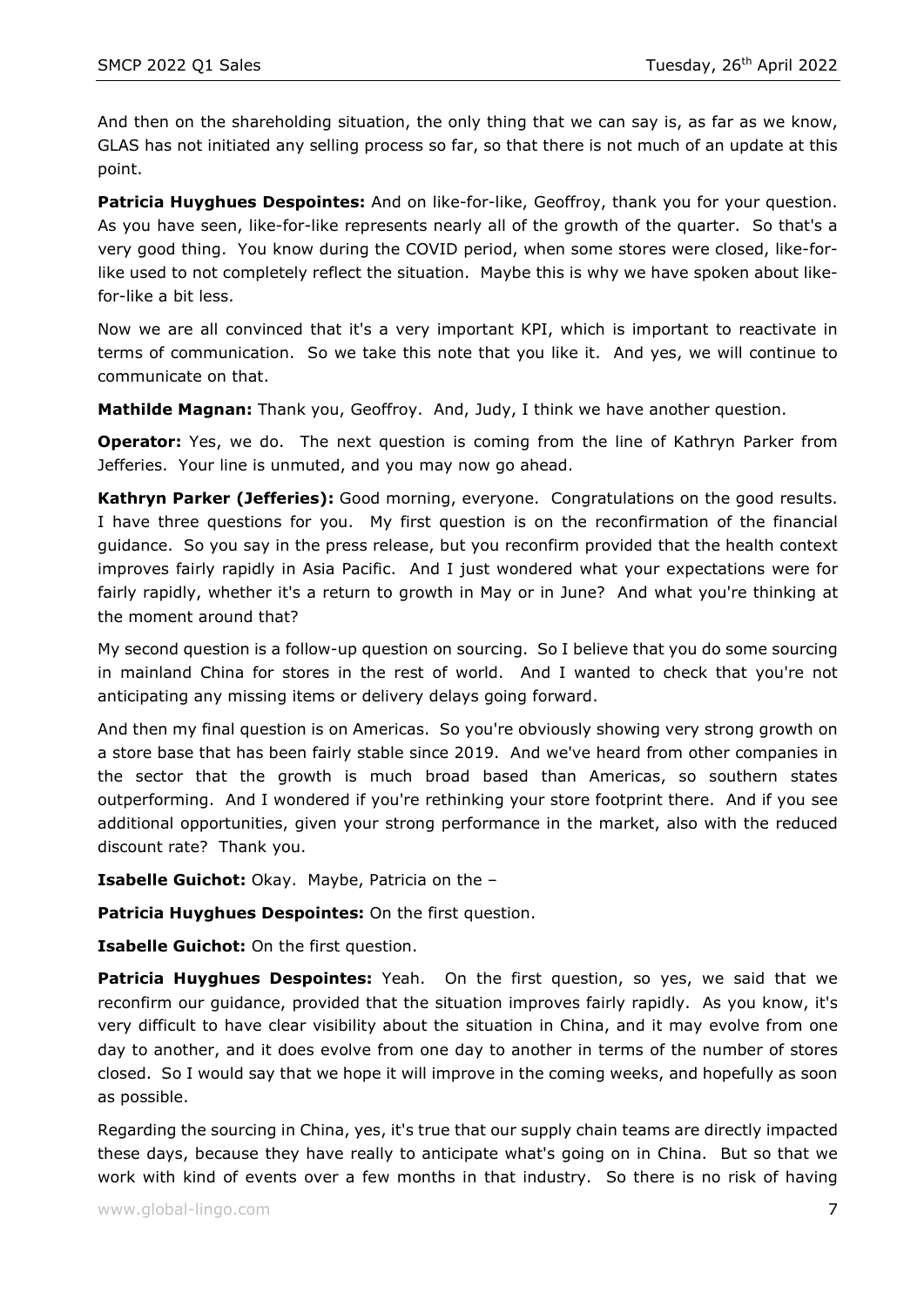And then on the shareholding situation, the only thing that we can say is, as far as we know, GLAS has not initiated any selling process so far, so that there is not much of an update at this point.

**Patricia Huyghues Despointes:** And on like-for-like, Geoffroy, thank you for your question. As you have seen, like-for-like represents nearly all of the growth of the quarter. So that's a very good thing. You know during the COVID period, when some stores were closed, like-for-like used to not completely reflect the situation. Maybe this is why we have spoken about like-for-like a bit less.

Now we are all convinced that it's a very important KPI, which is important to reactivate in terms of communication. So we take this note that you like it. And yes, we will continue to communicate on that.

**Mathilde Magnan:** Thank you, Geoffroy. And, Judy, I think we have another question.

**Operator:** Yes, we do. The next question is coming from the line of Kathryn Parker from Jefferies. Your line is unmuted, and you may now go ahead.

**Kathryn Parker (Jefferies):** Good morning, everyone. Congratulations on the good results. I have three questions for you. My first question is on the reconfirmation of the financial guidance. So you say in the press release, but you reconfirm provided that the health context improves fairly rapidly in Asia Pacific. And I just wondered what your expectations were for fairly rapidly, whether it's a return to growth in May or in June? And what you're thinking at the moment around that?

My second question is a follow-up question on sourcing. So I believe that you do some sourcing in mainland China for stores in the rest of world. And I wanted to check that you're not anticipating any missing items or delivery delays going forward.

And then my final question is on Americas. So you're obviously showing very strong growth on a store base that has been fairly stable since 2019. And we've heard from other companies in the sector that the growth is much broad based than Americas, so southern states outperforming. And I wondered if you're rethinking your store footprint there. And if you see additional opportunities, given your strong performance in the market, also with the reduced discount rate? Thank you.

**Isabelle Guichot:** Okay. Maybe, Patricia on the –

**Patricia Huyghues Despointes:** On the first question.

**Isabelle Guichot:** On the first question.

**Patricia Huyghues Despointes:** Yeah. On the first question, so yes, we said that we reconfirm our guidance, provided that the situation improves fairly rapidly. As you know, it's very difficult to have clear visibility about the situation in China, and it may evolve from one day to another, and it does evolve from one day to another in terms of the number of stores closed. So I would say that we hope it will improve in the coming weeks, and hopefully as soon as possible.

Regarding the sourcing in China, yes, it's true that our supply chain teams are directly impacted these days, because they have really to anticipate what's going on in China. But so that we work with kind of events over a few months in that industry. So there is no risk of having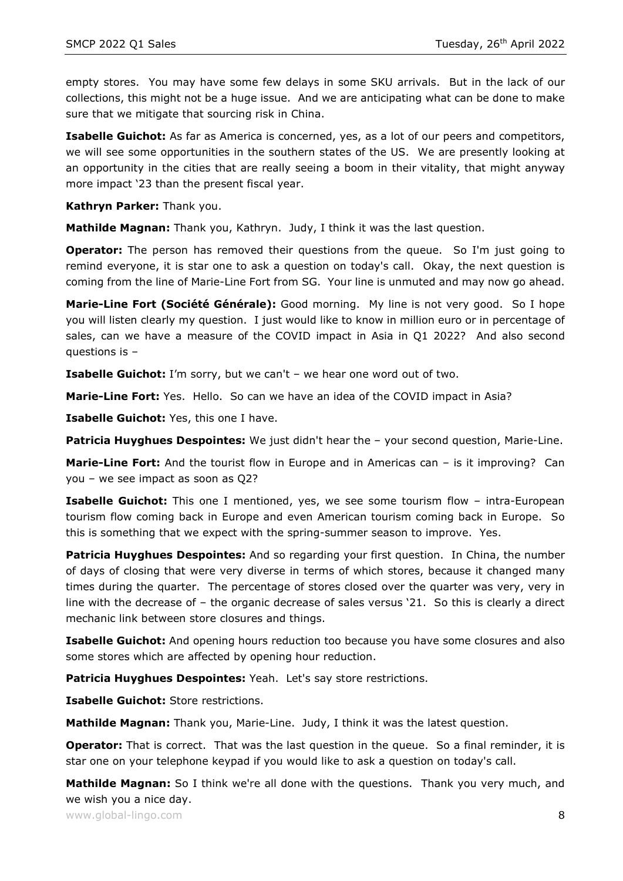empty stores. You may have some few delays in some SKU arrivals. But in the lack of our collections, this might not be a huge issue. And we are anticipating what can be done to make sure that we mitigate that sourcing risk in China.

**Isabelle Guichot:** As far as America is concerned, yes, as a lot of our peers and competitors, we will see some opportunities in the southern states of the US. We are presently looking at an opportunity in the cities that are really seeing a boom in their vitality, that might anyway more impact '23 than the present fiscal year.

**Kathryn Parker:** Thank you.

**Mathilde Magnan:** Thank you, Kathryn. Judy, I think it was the last question.

**Operator:** The person has removed their questions from the queue. So I'm just going to remind everyone, it is star one to ask a question on today's call. Okay, the next question is coming from the line of Marie-Line Fort from SG. Your line is unmuted and may now go ahead.

**Marie-Line Fort (Société Générale):** Good morning. My line is not very good. So I hope you will listen clearly my question. I just would like to know in million euro or in percentage of sales, can we have a measure of the COVID impact in Asia in Q1 2022? And also second questions is –

**Isabelle Guichot:** I'm sorry, but we can't – we hear one word out of two.

**Marie-Line Fort:** Yes. Hello. So can we have an idea of the COVID impact in Asia?

**Isabelle Guichot:** Yes, this one I have.

**Patricia Huyghues Despointes:** We just didn't hear the – your second question, Marie-Line.

**Marie-Line Fort:** And the tourist flow in Europe and in Americas can – is it improving? Can you – we see impact as soon as Q2?

**Isabelle Guichot:** This one I mentioned, yes, we see some tourism flow – intra-European tourism flow coming back in Europe and even American tourism coming back in Europe. So this is something that we expect with the spring-summer season to improve. Yes.

**Patricia Huyghues Despointes:** And so regarding your first question. In China, the number of days of closing that were very diverse in terms of which stores, because it changed many times during the quarter. The percentage of stores closed over the quarter was very, very in line with the decrease of – the organic decrease of sales versus '21. So this is clearly a direct mechanic link between store closures and things.

**Isabelle Guichot:** And opening hours reduction too because you have some closures and also some stores which are affected by opening hour reduction.

**Patricia Huyghues Despointes:** Yeah. Let's say store restrictions.

**Isabelle Guichot:** Store restrictions.

**Mathilde Magnan:** Thank you, Marie-Line. Judy, I think it was the latest question.

**Operator:** That is correct. That was the last question in the queue. So a final reminder, it is star one on your telephone keypad if you would like to ask a question on today's call.

**Mathilde Magnan:** So I think we're all done with the questions. Thank you very much, and we wish you a nice day.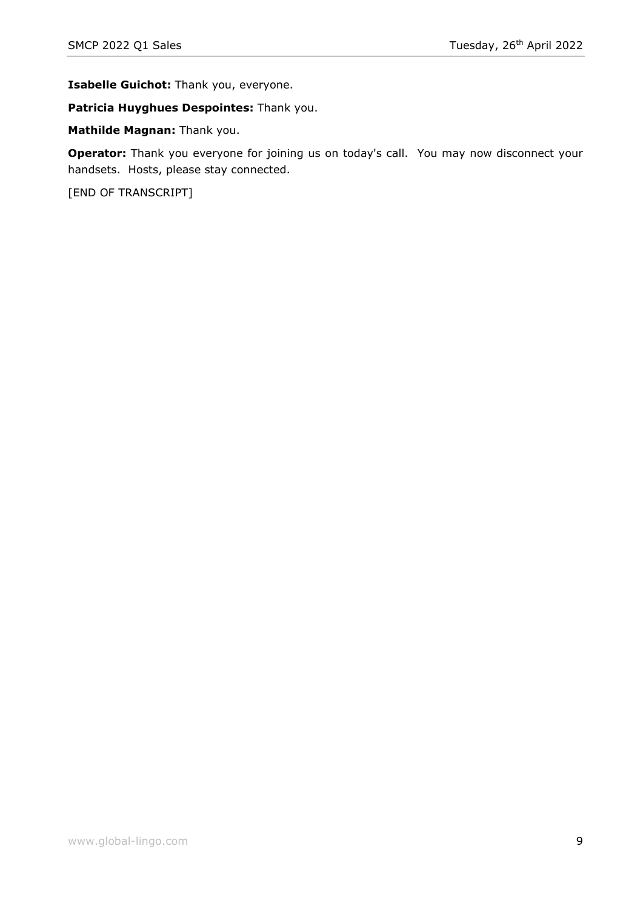**Isabelle Guichot:** Thank you, everyone.

**Patricia Huyghues Despointes:** Thank you.

**Mathilde Magnan:** Thank you.

**Operator:** Thank you everyone for joining us on today's call. You may now disconnect your handsets. Hosts, please stay connected.

[END OF TRANSCRIPT]